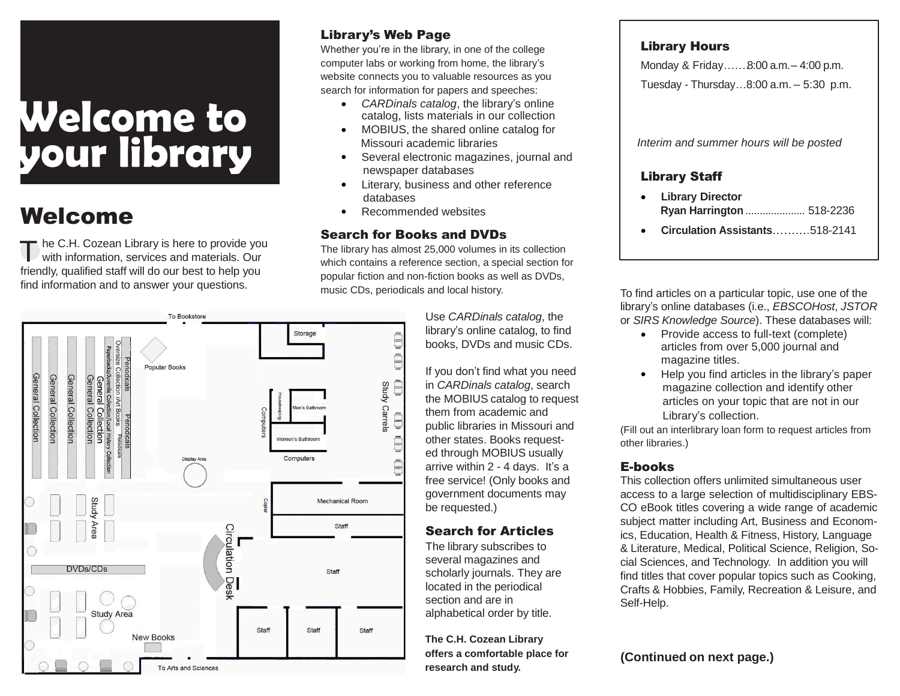# Welcome to your library

## Welcome

The C.H. Cozean Library is here to provide you with information, services and materials. Our friendly, qualified staff will do our best to help you find information and to answer your questions.

### Library's Web Page

Whether you're in the library, in one of the college computer labs or working from home, the library's website connects you to valuable resources as you search for information for papers and speeches:

- *CARDinals catalog*, the library's online catalog, lists materials in our collection
- MOBIUS, the shared online catalog for Missouri academic libraries
- Several electronic magazines, journal and newspaper databases
- Literary, business and other reference databases
- Recommended websites

### Search for Books and DVDs

The library has almost 25,000 volumes in its collection which contains a reference section, a special section for popular fiction and non-fiction books as well as DVDs, music CDs, periodicals and local history.

Use *CARDinals catalog*, the library's online catalog, to find books, DVDs and music CDs.

If you don't find what you need in *CARDinals catalog*, search the MOBIUS catalog to request them from academic and public libraries in Missouri and other states. Books requested through MOBIUS usually arrive within 2 - 4 days. It's a free service! (Only books and government documents may be requested.)

### Search for Articles

The library subscribes to several magazines and scholarly journals. They are located in the periodical section and are in alphabetical order by title.

**The C.H. Cozean Library offers a comfortable place for research and study.**

### Library Hours

Monday & Friday……8:00 a.m. – 4:00 p.m.

Tuesday - Thursday…8:00 a.m. – 5:30 p.m.

*Interim and summer hours will be posted*

### Library Staff

- **Library Director Ryan Harrington** .................... 518-2236
- **Circulation Assistants**……….518-2141

To find articles on a particular topic, use one of the library's online databases (i.e., *EBSCOHost*, *JSTOR* or *SIRS Knowledge Source*). These databases will:

- Provide access to full-text (complete) articles from over 5,000 journal and magazine titles.
- Help you find articles in the library's paper magazine collection and identify other articles on your topic that are not in our Library's collection.

(Fill out an interlibrary loan form to request articles from other libraries.)

### E-books

This collection offers unlimited simultaneous user access to a large selection of multidisciplinary EBSCO eBook titles covering a wide range of academic subject matter including Art, Business and Economics, Education, Health & Fitness, History, Language & Literature, Medical, Political Science, Religion, Social Sciences, and Technology. In addition you will find titles that cover popular topics such as Cooking, Crafts & Hobbies, Family, Recreation & Leisure, and Self-Help.

**(Continued on next page.)**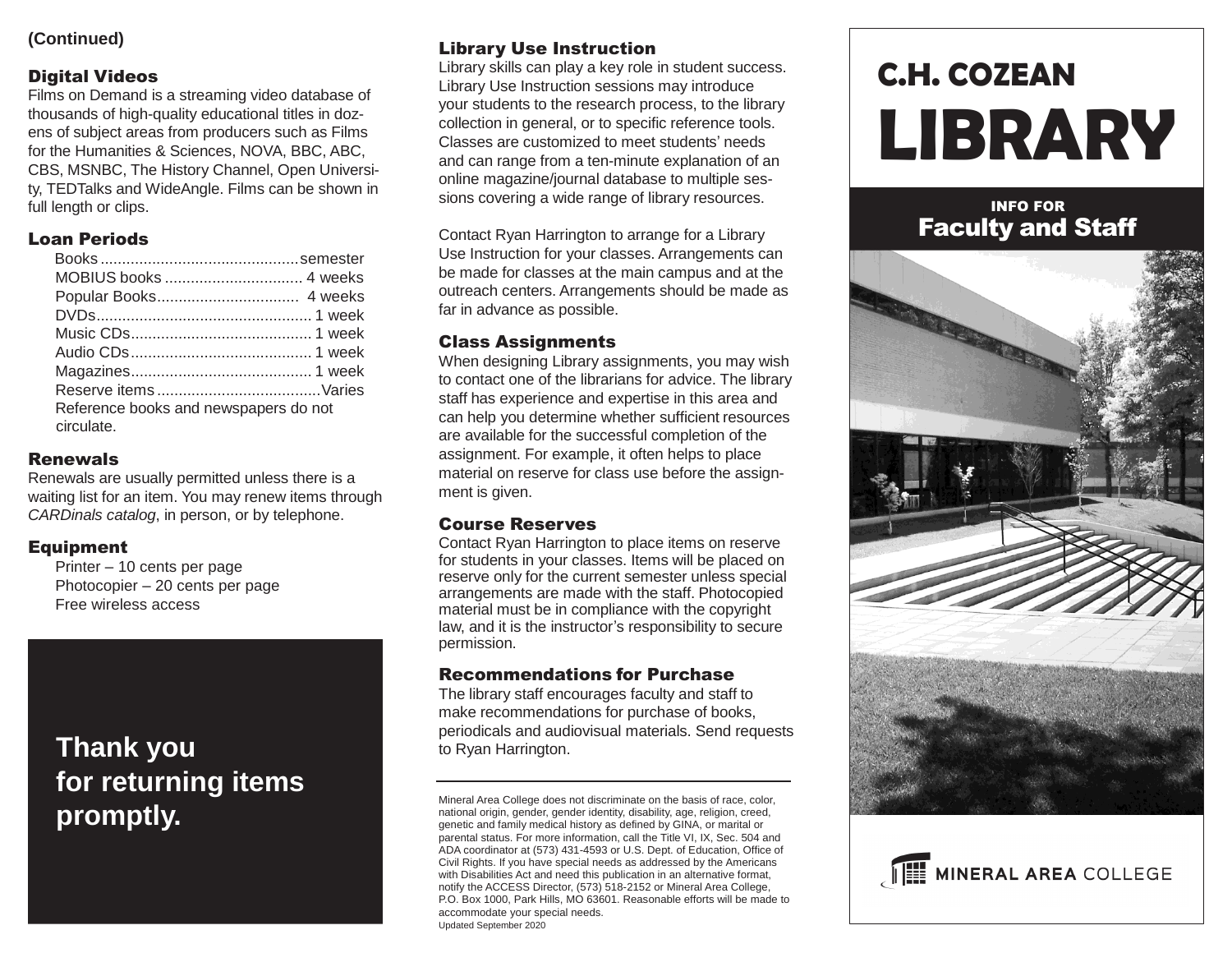(Continued)

## Digital Videos

Films on Demand is a streaming video database of thousands of high-quality educational titles in dozens of subject areas from producers such as Films for the Humanities & Sciences, NOVA, BBC, ABC, CBS, MSNBC, The History Channel, Open University, TEDTalks and WideAngle. Films can be shown in full length or clips.

## Loan Periods

| | |
|---|---|
| Books | semester |
| MOBIUS books | 4 weeks |
| Popular Books | 4 weeks |
| DVDs | 1 week |
| Music CDs | 1 week |
| Audio CDs | 1 week |
| Magazines | 1 week |
| Reserve items | Varies |

Reference books and newspapers do not circulate.

## Renewals

Renewals are usually permitted unless there is a waiting list for an item. You may renew items through *CARDinals catalog*, in person, or by telephone.

## Equipment

Printer – 10 cents per page
Photocopier – 20 cents per page
Free wireless access

**Thank you for returning items promptly.**

## Library Use Instruction

Library skills can play a key role in student success. Library Use Instruction sessions may introduce your students to the research process, to the library collection in general, or to specific reference tools. Classes are customized to meet students' needs and can range from a ten-minute explanation of an online magazine/journal database to multiple sessions covering a wide range of library resources.

Contact Ryan Harrington to arrange for a Library Use Instruction for your classes. Arrangements can be made for classes at the main campus and at the outreach centers. Arrangements should be made as far in advance as possible.

## Class Assignments

When designing Library assignments, you may wish to contact one of the librarians for advice. The library staff has experience and expertise in this area and can help you determine whether sufficient resources are available for the successful completion of the assignment. For example, it often helps to place material on reserve for class use before the assignment is given.

## Course Reserves

Contact Ryan Harrington to place items on reserve for students in your classes. Items will be placed on reserve only for the current semester unless special arrangements are made with the staff. Photocopied material must be in compliance with the copyright law, and it is the instructor's responsibility to secure permission.

## Recommendations for Purchase

The library staff encourages faculty and staff to make recommendations for purchase of books, periodicals and audiovisual materials. Send requests to Ryan Harrington.

---

Mineral Area College does not discriminate on the basis of race, color, national origin, gender, gender identity, disability, age, religion, creed, genetic and family medical history as defined by GINA, or marital or parental status. For more information, call the Title VI, IX, Sec. 504 and ADA coordinator at (573) 431-4593 or U.S. Dept. of Education, Office of Civil Rights. If you have special needs as addressed by the Americans with Disabilities Act and need this publication in an alternative format, notify the ACCESS Director, (573) 518-2152 or Mineral Area College, P.O. Box 1000, Park Hills, MO 63601. Reasonable efforts will be made to accommodate your special needs.

Updated September 2020

# C.H. COZEAN LIBRARY

## INFO FOR Faculty and Staff

MINERAL AREA COLLEGE